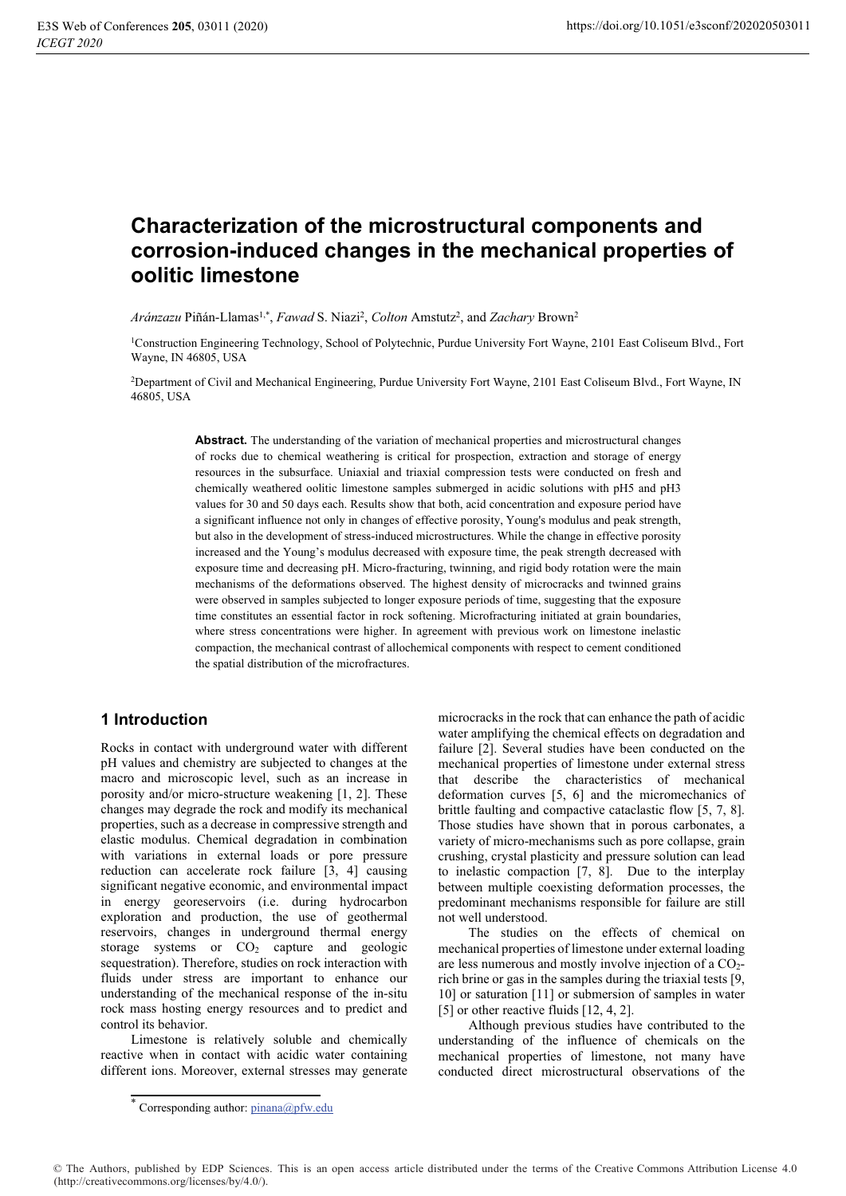# Characterization of the microstructural components and corrosion-induced changes in the mechanical properties of oolitic limestone

*Aránzazu* Piñán-Llamas[1,*], *Fawad* S. Niazi[2], *Colton* Amstutz[2], and *Zachary* Brown[2]

[1]Construction Engineering Technology, School of Polytechnic, Purdue University Fort Wayne, 2101 East Coliseum Blvd., Fort Wayne, IN 46805, USA

[2]Department of Civil and Mechanical Engineering, Purdue University Fort Wayne, 2101 East Coliseum Blvd., Fort Wayne, IN 46805, USA

**Abstract.** The understanding of the variation of mechanical properties and microstructural changes of rocks due to chemical weathering is critical for prospection, extraction and storage of energy resources in the subsurface. Uniaxial and triaxial compression tests were conducted on fresh and chemically weathered oolitic limestone samples submerged in acidic solutions with pH5 and pH3 values for 30 and 50 days each. Results show that both, acid concentration and exposure period have a significant influence not only in changes of effective porosity, Young's modulus and peak strength, but also in the development of stress-induced microstructures. While the change in effective porosity increased and the Young's modulus decreased with exposure time, the peak strength decreased with exposure time and decreasing pH. Micro-fracturing, twinning, and rigid body rotation were the main mechanisms of the deformations observed. The highest density of microcracks and twinned grains were observed in samples subjected to longer exposure periods of time, suggesting that the exposure time constitutes an essential factor in rock softening. Microfracturing initiated at grain boundaries, where stress concentrations were higher. In agreement with previous work on limestone inelastic compaction, the mechanical contrast of allochemical components with respect to cement conditioned the spatial distribution of the microfractures.

## 1 Introduction

Rocks in contact with underground water with different pH values and chemistry are subjected to changes at the macro and microscopic level, such as an increase in porosity and/or micro-structure weakening [1, 2]. These changes may degrade the rock and modify its mechanical properties, such as a decrease in compressive strength and elastic modulus. Chemical degradation in combination with variations in external loads or pore pressure reduction can accelerate rock failure [3, 4] causing significant negative economic, and environmental impact in energy georeservoirs (i.e. during hydrocarbon exploration and production, the use of geothermal reservoirs, changes in underground thermal energy storage systems or $CO_2$ capture and geologic sequestration). Therefore, studies on rock interaction with fluids under stress are important to enhance our understanding of the mechanical response of the in-situ rock mass hosting energy resources and to predict and control its behavior.

Limestone is relatively soluble and chemically reactive when in contact with acidic water containing different ions. Moreover, external stresses may generate microcracks in the rock that can enhance the path of acidic water amplifying the chemical effects on degradation and failure [2]. Several studies have been conducted on the mechanical properties of limestone under external stress that describe the characteristics of mechanical deformation curves [5, 6] and the micromechanics of brittle faulting and compactive cataclastic flow [5, 7, 8]. Those studies have shown that in porous carbonates, a variety of micro-mechanisms such as pore collapse, grain crushing, crystal plasticity and pressure solution can lead to inelastic compaction [7, 8]. Due to the interplay between multiple coexisting deformation processes, the predominant mechanisms responsible for failure are still not well understood.

The studies on the effects of chemical on mechanical properties of limestone under external loading are less numerous and mostly involve injection of a $CO_2$-rich brine or gas in the samples during the triaxial tests [9, 10] or saturation [11] or submersion of samples in water [5] or other reactive fluids [12, 4, 2].

Although previous studies have contributed to the understanding of the influence of chemicals on the mechanical properties of limestone, not many have conducted direct microstructural observations of the

* Corresponding author: pinana@pfw.edu

© The Authors, published by EDP Sciences. This is an open access article distributed under the terms of the Creative Commons Attribution License 4.0 (http://creativecommons.org/licenses/by/4.0/).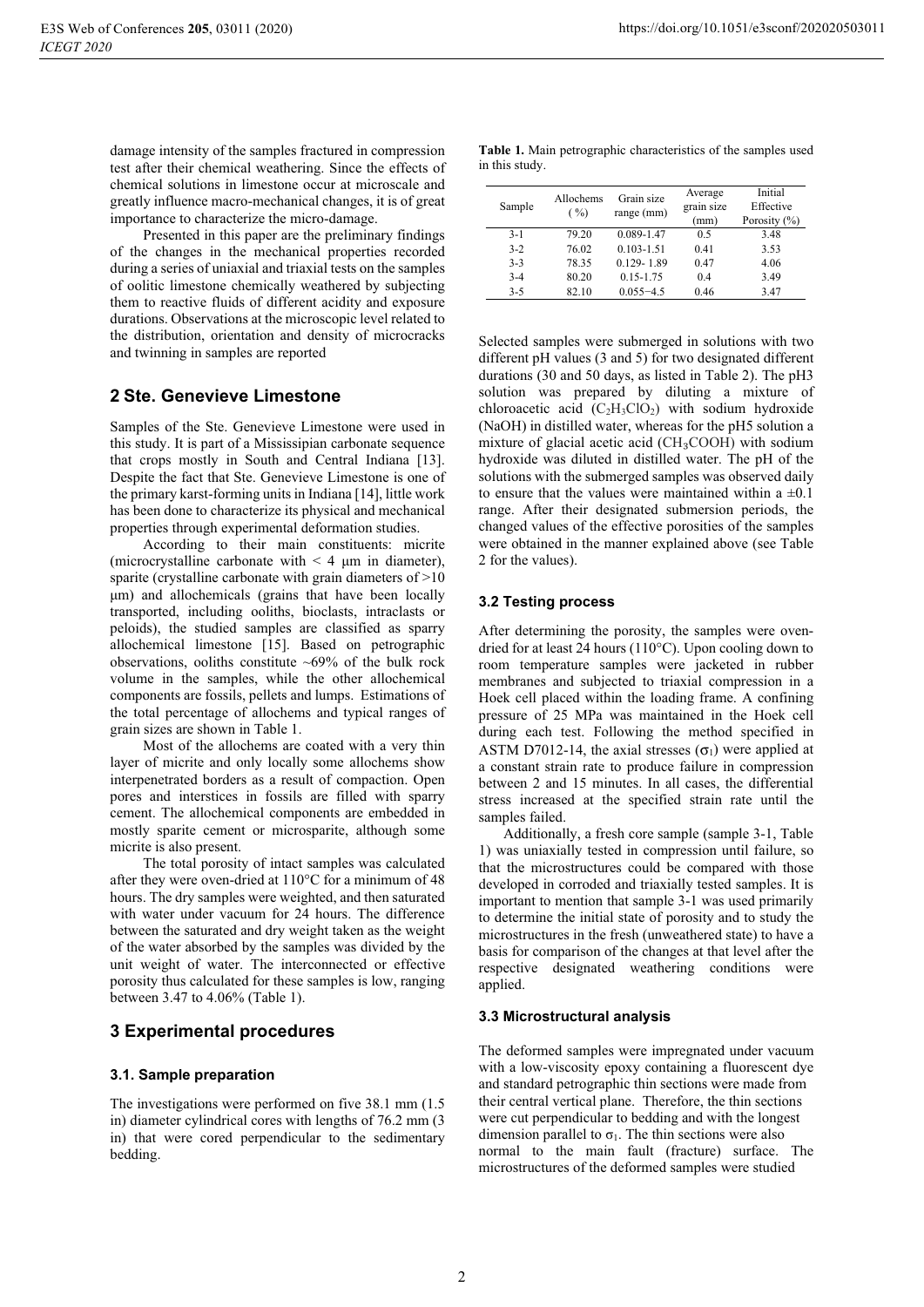damage intensity of the samples fractured in compression test after their chemical weathering. Since the effects of chemical solutions in limestone occur at microscale and greatly influence macro-mechanical changes, it is of great importance to characterize the micro-damage.

Presented in this paper are the preliminary findings of the changes in the mechanical properties recorded during a series of uniaxial and triaxial tests on the samples of oolitic limestone chemically weathered by subjecting them to reactive fluids of different acidity and exposure durations. Observations at the microscopic level related to the distribution, orientation and density of microcracks and twinning in samples are reported

## 2 Ste. Genevieve Limestone

Samples of the Ste. Genevieve Limestone were used in this study. It is part of a Mississipian carbonate sequence that crops mostly in South and Central Indiana [13]. Despite the fact that Ste. Genevieve Limestone is one of the primary karst-forming units in Indiana [14], little work has been done to characterize its physical and mechanical properties through experimental deformation studies.

According to their main constituents: micrite (microcrystalline carbonate with < 4 μm in diameter), sparite (crystalline carbonate with grain diameters of >10 μm) and allochemicals (grains that have been locally transported, including ooliths, bioclasts, intraclasts or peloids), the studied samples are classified as sparry allochemical limestone [15]. Based on petrographic observations, ooliths constitute ~69% of the bulk rock volume in the samples, while the other allochemical components are fossils, pellets and lumps. Estimations of the total percentage of allochems and typical ranges of grain sizes are shown in Table 1.

Most of the allochems are coated with a very thin layer of micrite and only locally some allochems show interpenetrated borders as a result of compaction. Open pores and interstices in fossils are filled with sparry cement. The allochemical components are embedded in mostly sparite cement or microsparite, although some micrite is also present.

The total porosity of intact samples was calculated after they were oven-dried at 110°C for a minimum of 48 hours. The dry samples were weighted, and then saturated with water under vacuum for 24 hours. The difference between the saturated and dry weight taken as the weight of the water absorbed by the samples was divided by the unit weight of water. The interconnected or effective porosity thus calculated for these samples is low, ranging between 3.47 to 4.06% (Table 1).

## 3 Experimental procedures

### 3.1. Sample preparation

The investigations were performed on five 38.1 mm (1.5 in) diameter cylindrical cores with lengths of 76.2 mm (3 in) that were cored perpendicular to the sedimentary bedding.

**Table 1.** Main petrographic characteristics of the samples used in this study.

| Sample | Allochems (%) | Grain size range (mm) | Average grain size (mm) | Initial Effective Porosity (%) |
|---|---|---|---|---|
| 3-1 | 79.20 | 0.089-1.47 | 0.5 | 3.48 |
| 3-2 | 76.02 | 0.103-1.51 | 0.41 | 3.53 |
| 3-3 | 78.35 | 0.129- 1.89 | 0.47 | 4.06 |
| 3-4 | 80.20 | 0.15-1.75 | 0.4 | 3.49 |
| 3-5 | 82.10 | 0.055−4.5 | 0.46 | 3.47 |

Selected samples were submerged in solutions with two different pH values (3 and 5) for two designated different durations (30 and 50 days, as listed in Table 2). The pH3 solution was prepared by diluting a mixture of chloroacetic acid ($C_2H_3ClO_2$) with sodium hydroxide (NaOH) in distilled water, whereas for the pH5 solution a mixture of glacial acetic acid ($CH_3COOH$) with sodium hydroxide was diluted in distilled water. The pH of the solutions with the submerged samples was observed daily to ensure that the values were maintained within a ±0.1 range. After their designated submersion periods, the changed values of the effective porosities of the samples were obtained in the manner explained above (see Table 2 for the values).

### 3.2 Testing process

After determining the porosity, the samples were oven-dried for at least 24 hours (110°C). Upon cooling down to room temperature samples were jacketed in rubber membranes and subjected to triaxial compression in a Hoek cell placed within the loading frame. A confining pressure of 25 MPa was maintained in the Hoek cell during each test. Following the method specified in ASTM D7012-14, the axial stresses ($\sigma_1$) were applied at a constant strain rate to produce failure in compression between 2 and 15 minutes. In all cases, the differential stress increased at the specified strain rate until the samples failed.

Additionally, a fresh core sample (sample 3-1, Table 1) was uniaxially tested in compression until failure, so that the microstructures could be compared with those developed in corroded and triaxially tested samples. It is important to mention that sample 3-1 was used primarily to determine the initial state of porosity and to study the microstructures in the fresh (unweathered state) to have a basis for comparison of the changes at that level after the respective designated weathering conditions were applied.

### 3.3 Microstructural analysis

The deformed samples were impregnated under vacuum with a low-viscosity epoxy containing a fluorescent dye and standard petrographic thin sections were made from their central vertical plane. Therefore, the thin sections were cut perpendicular to bedding and with the longest dimension parallel to $\sigma_1$. The thin sections were also normal to the main fault (fracture) surface. The microstructures of the deformed samples were studied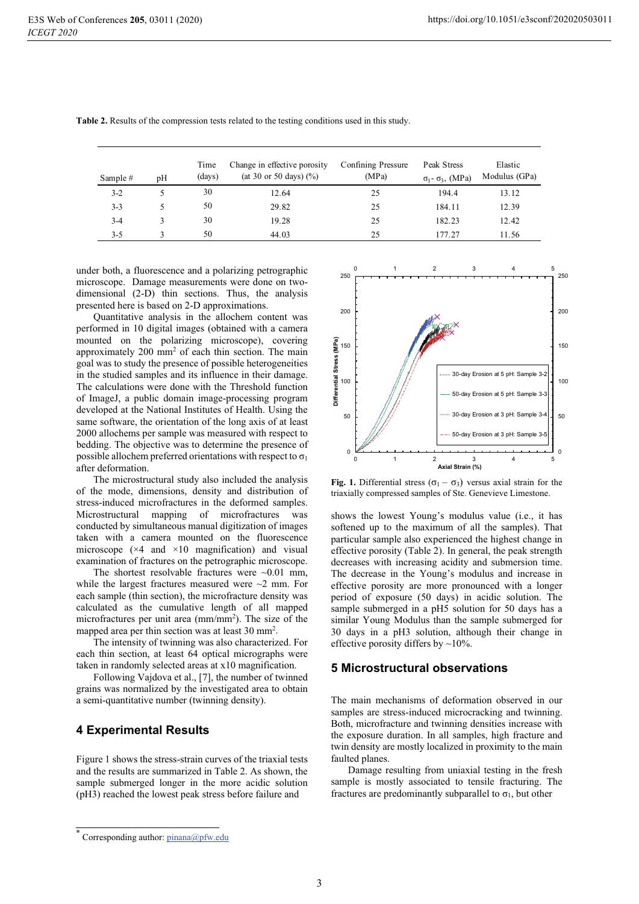**Table 2.** Results of the compression tests related to the testing conditions used in this study.

| Sample # | pH | Time (days) | Change in effective porosity (at 30 or 50 days) (%) | Confining Pressure (MPa) | Peak Stress $\sigma_1$ - $\sigma_3$, (MPa) | Elastic Modulus (GPa) |
|---|---|---|---|---|---|---|
| 3-2 | 5 | 30 | 12.64 | 25 | 194.4 | 13.12 |
| 3-3 | 5 | 50 | 29.82 | 25 | 184.11 | 12.39 |
| 3-4 | 3 | 30 | 19.28 | 25 | 182.23 | 12.42 |
| 3-5 | 3 | 50 | 44.03 | 25 | 177.27 | 11.56 |

under both, a fluorescence and a polarizing petrographic microscope. Damage measurements were done on two-dimensional (2-D) thin sections. Thus, the analysis presented here is based on 2-D approximations.

Quantitative analysis in the allochem content was performed in 10 digital images (obtained with a camera mounted on the polarizing microscope), covering approximately 200 mm$^2$ of each thin section. The main goal was to study the presence of possible heterogeneities in the studied samples and its influence in their damage. The calculations were done with the Threshold function of ImageJ, a public domain image-processing program developed at the National Institutes of Health. Using the same software, the orientation of the long axis of at least 2000 allochems per sample was measured with respect to bedding. The objective was to determine the presence of possible allochem preferred orientations with respect to $\sigma_1$ after deformation.

The microstructural study also included the analysis of the mode, dimensions, density and distribution of stress-induced microfractures in the deformed samples. Microstructural mapping of microfractures was conducted by simultaneous manual digitization of images taken with a camera mounted on the fluorescence microscope (×4 and ×10 magnification) and visual examination of fractures on the petrographic microscope.

The shortest resolvable fractures were ~0.01 mm, while the largest fractures measured were ~2 mm. For each sample (thin section), the microfracture density was calculated as the cumulative length of all mapped microfractures per unit area (mm/mm$^2$). The size of the mapped area per thin section was at least 30 mm$^2$.

The intensity of twinning was also characterized. For each thin section, at least 64 optical micrographs were taken in randomly selected areas at x10 magnification.

Following Vajdova et al., [7], the number of twinned grains was normalized by the investigated area to obtain a semi-quantitative number (twinning density).

## 4 Experimental Results

Figure 1 shows the stress-strain curves of the triaxial tests and the results are summarized in Table 2. As shown, the sample submerged longer in the more acidic solution (pH3) reached the lowest peak stress before failure and shows the lowest Young's modulus value (i.e., it has softened up to the maximum of all the samples). That particular sample also experienced the highest change in effective porosity (Table 2). In general, the peak strength decreases with increasing acidity and submersion time. The decrease in the Young's modulus and increase in effective porosity are more pronounced with a longer period of exposure (50 days) in acidic solution. The sample submerged in a pH5 solution for 50 days has a similar Young Modulus than the sample submerged for 30 days in a pH3 solution, although their change in effective porosity differs by ~10%.

**Fig. 1.** Differential stress ($\sigma_1 - \sigma_3$) versus axial strain for the triaxially compressed samples of Ste. Genevieve Limestone.

## 5 Microstructural observations

The main mechanisms of deformation observed in our samples are stress-induced microcracking and twinning. Both, microfracture and twinning densities increase with the exposure duration. In all samples, high fracture and twin density are mostly localized in proximity to the main faulted planes.

Damage resulting from uniaxial testing in the fresh sample is mostly associated to tensile fracturing. The fractures are predominantly subparallel to $\sigma_1$, but other

* Corresponding author: pinana@pfw.edu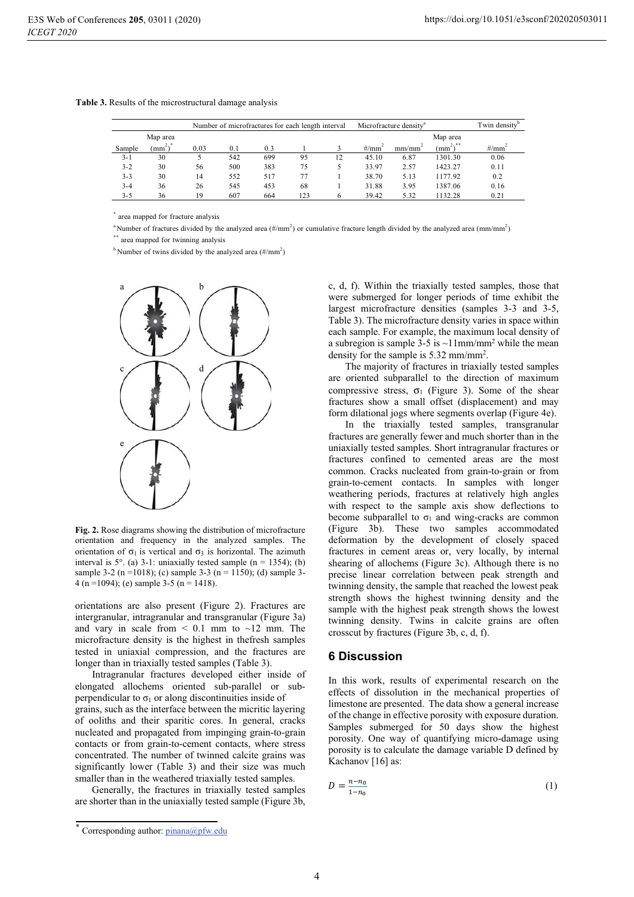**Table 3.** Results of the microstructural damage analysis

| | | Number of microfractures for each length interval | | | | | Microfracture density[a] | | | Twin density[b] |
|---|---|---|---|---|---|---|---|---|---|---|
| Sample | Map area ($mm^2$)* | 0.03 | 0.1 | 0.3 | 1 | 3 | #/$mm^2$ | mm/$mm^2$ | Map area ($mm^2$)** | #/$mm^2$ |
| 3-1 | 30 | 5 | 542 | 699 | 95 | 12 | 45.10 | 6.87 | 1301.30 | 0.06 |
| 3-2 | 30 | 56 | 500 | 383 | 75 | 5 | 33.97 | 2.57 | 1423.27 | 0.11 |
| 3-3 | 30 | 14 | 552 | 517 | 77 | 1 | 38.70 | 5.13 | 1177.92 | 0.2 |
| 3-4 | 36 | 26 | 545 | 453 | 68 | 1 | 31.88 | 3.95 | 1387.06 | 0.16 |
| 3-5 | 36 | 19 | 607 | 664 | 123 | 6 | 39.42 | 5.32 | 1132.28 | 0.21 |

\* area mapped for fracture analysis

[a] Number of fractures divided by the analyzed area (#/$mm^2$) or cumulative fracture length divided by the analyzed area (mm/$mm^2$)

\** area mapped for twinning analysis

[b] Number of twins divided by the analyzed area (#/$mm^2$)

**Fig. 2.** Rose diagrams showing the distribution of microfracture orientation and frequency in the analyzed samples. The orientation of $\sigma_1$ is vertical and $\sigma_3$ is horizontal. The azimuth interval is 5°. (a) 3-1: uniaxially tested sample (n = 1354); (b) sample 3-2 (n =1018); (c) sample 3-3 (n = 1150); (d) sample 3-4 (n =1094); (e) sample 3-5 (n = 1418).

orientations are also present (Figure 2). Fractures are intergranular, intragranular and transgranular (Figure 3a) and vary in scale from < 0.1 mm to ~12 mm. The microfracture density is the highest in thefresh samples tested in uniaxial compression, and the fractures are longer than in triaxially tested samples (Table 3).

Intragranular fractures developed either inside of elongated allochems oriented sub-parallel or sub-perpendicular to $\sigma_1$ or along discontinuities inside of grains, such as the interface between the micritic layering of ooliths and their sparitic cores. In general, cracks nucleated and propagated from impinging grain-to-grain contacts or from grain-to-cement contacts, where stress concentrated. The number of twinned calcite grains was significantly lower (Table 3) and their size was much smaller than in the weathered triaxially tested samples.

Generally, the fractures in triaxially tested samples are shorter than in the uniaxially tested sample (Figure 3b, c, d, f). Within the triaxially tested samples, those that were submerged for longer periods of time exhibit the largest microfracture densities (samples 3-3 and 3-5, Table 3). The microfracture density varies in space within each sample. For example, the maximum local density of a subregion is sample 3-5 is ~11mm/$mm^2$ while the mean density for the sample is 5.32 mm/$mm^2$.

The majority of fractures in triaxially tested samples are oriented subparallel to the direction of maximum compressive stress, $\sigma_1$ (Figure 3). Some of the shear fractures show a small offset (displacement) and may form dilational jogs where segments overlap (Figure 4e).

In the triaxially tested samples, transgranular fractures are generally fewer and much shorter than in the uniaxially tested samples. Short intragranular fractures or fractures confined to cemented areas are the most common. Cracks nucleated from grain-to-grain or from grain-to-cement contacts. In samples with longer weathering periods, fractures at relatively high angles with respect to the sample axis show deflections to become subparallel to $\sigma_1$ and wing-cracks are common (Figure 3b). These two samples accommodated deformation by the development of closely spaced fractures in cement areas or, very locally, by internal shearing of allochems (Figure 3c). Although there is no precise linear correlation between peak strength and twinning density, the sample that reached the lowest peak strength shows the highest twinning density and the sample with the highest peak strength shows the lowest twinning density. Twins in calcite grains are often crosscut by fractures (Figure 3b, c, d, f).

## 6 Discussion

In this work, results of experimental research on the effects of dissolution in the mechanical properties of limestone are presented. The data show a general increase of the change in effective porosity with exposure duration. Samples submerged for 50 days show the highest porosity. One way of quantifying micro-damage using porosity is to calculate the damage variable D defined by Kachanov [16] as:

$$D = \frac{n - n_0}{1 - n_0} \tag{1}$$

\* Corresponding author: pinana@pfw.edu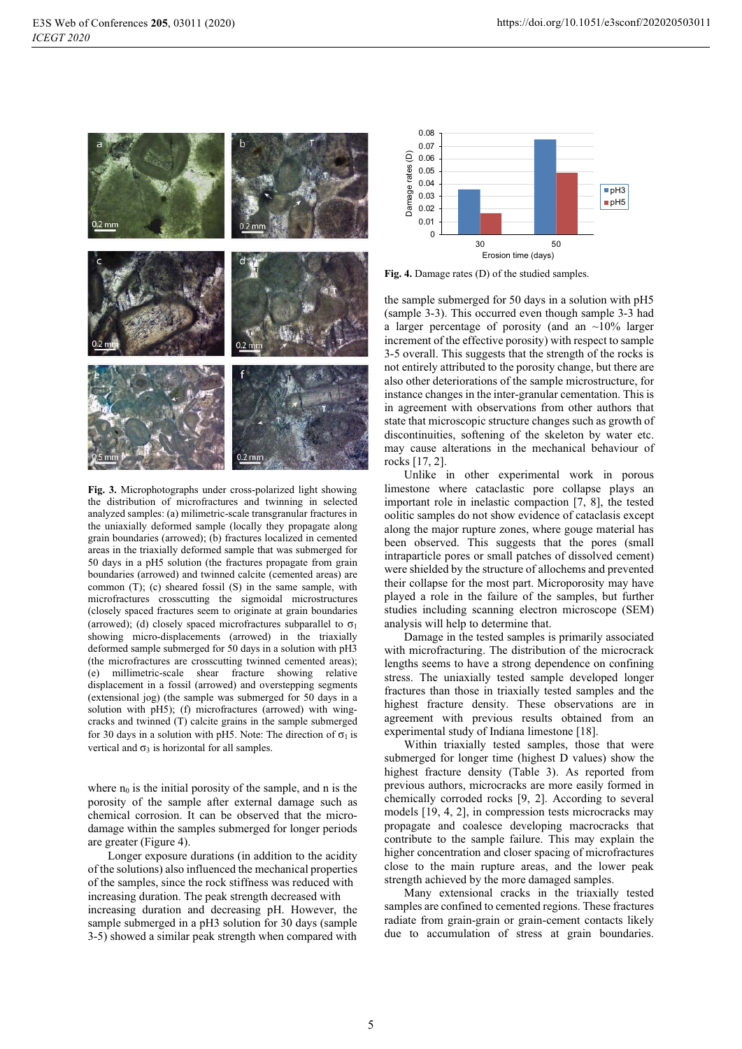Fig. 3. Microphotographs under cross-polarized light showing the distribution of microfractures and twinning in selected analyzed samples: (a) milimetric-scale transgranular fractures in the uniaxially deformed sample (locally they propagate along grain boundaries (arrowed); (b) fractures localized in cemented areas in the triaxially deformed sample that was submerged for 50 days in a pH5 solution (the fractures propagate from grain boundaries (arrowed) and twinned calcite (cemented areas) are common (T); (c) sheared fossil (S) in the same sample, with microfractures crosscutting the sigmoidal microstructures (closely spaced fractures seem to originate at grain boundaries (arrowed); (d) closely spaced microfractures subparallel to $\sigma_1$ showing micro-displacements (arrowed) in the triaxially deformed sample submerged for 50 days in a solution with pH3 (the microfractures are crosscutting twinned cemented areas); (e) millimetric-scale shear fracture showing relative displacement in a fossil (arrowed) and overstepping segments (extensional jog) (the sample was submerged for 50 days in a solution with pH5); (f) microfractures (arrowed) with wing-cracks and twinned (T) calcite grains in the sample submerged for 30 days in a solution with pH5. Note: The direction of $\sigma_1$ is vertical and $\sigma_3$ is horizontal for all samples.

where $n_0$ is the initial porosity of the sample, and n is the porosity of the sample after external damage such as chemical corrosion. It can be observed that the micro-damage within the samples submerged for longer periods are greater (Figure 4).

Longer exposure durations (in addition to the acidity of the solutions) also influenced the mechanical properties of the samples, since the rock stiffness was reduced with increasing duration. The peak strength decreased with increasing duration and decreasing pH. However, the sample submerged in a pH3 solution for 30 days (sample 3-5) showed a similar peak strength when compared with

| Erosion time (days) | pH3 | pH5 |
|---|---|---|
| 30 | ~0.036 | ~0.017 |
| 50 | ~0.075 | ~0.049 |

Fig. 4. Damage rates (D) of the studied samples.

the sample submerged for 50 days in a solution with pH5 (sample 3-3). This occurred even though sample 3-3 had a larger percentage of porosity (and an ~10% larger increment of the effective porosity) with respect to sample 3-5 overall. This suggests that the strength of the rocks is not entirely attributed to the porosity change, but there are also other deteriorations of the sample microstructure, for instance changes in the inter-granular cementation. This is in agreement with observations from other authors that state that microscopic structure changes such as growth of discontinuities, softening of the skeleton by water etc. may cause alterations in the mechanical behaviour of rocks [17, 2].

Unlike in other experimental work in porous limestone where cataclastic pore collapse plays an important role in inelastic compaction [7, 8], the tested oolitic samples do not show evidence of cataclasis except along the major rupture zones, where gouge material has been observed. This suggests that the pores (small intraparticle pores or small patches of dissolved cement) were shielded by the structure of allochems and prevented their collapse for the most part. Microporosity may have played a role in the failure of the samples, but further studies including scanning electron microscope (SEM) analysis will help to determine that.

Damage in the tested samples is primarily associated with microfracturing. The distribution of the microcrack lengths seems to have a strong dependence on confining stress. The uniaxially tested sample developed longer fractures than those in triaxially tested samples and the highest fracture density. These observations are in agreement with previous results obtained from an experimental study of Indiana limestone [18].

Within triaxially tested samples, those that were submerged for longer time (highest D values) show the highest fracture density (Table 3). As reported from previous authors, microcracks are more easily formed in chemically corroded rocks [9, 2]. According to several models [19, 4, 2], in compression tests microcracks may propagate and coalesce developing macrocracks that contribute to the sample failure. This may explain the higher concentration and closer spacing of microfractures close to the main rupture areas, and the lower peak strength achieved by the more damaged samples.

Many extensional cracks in the triaxially tested samples are confined to cemented regions. These fractures radiate from grain-grain or grain-cement contacts likely due to accumulation of stress at grain boundaries.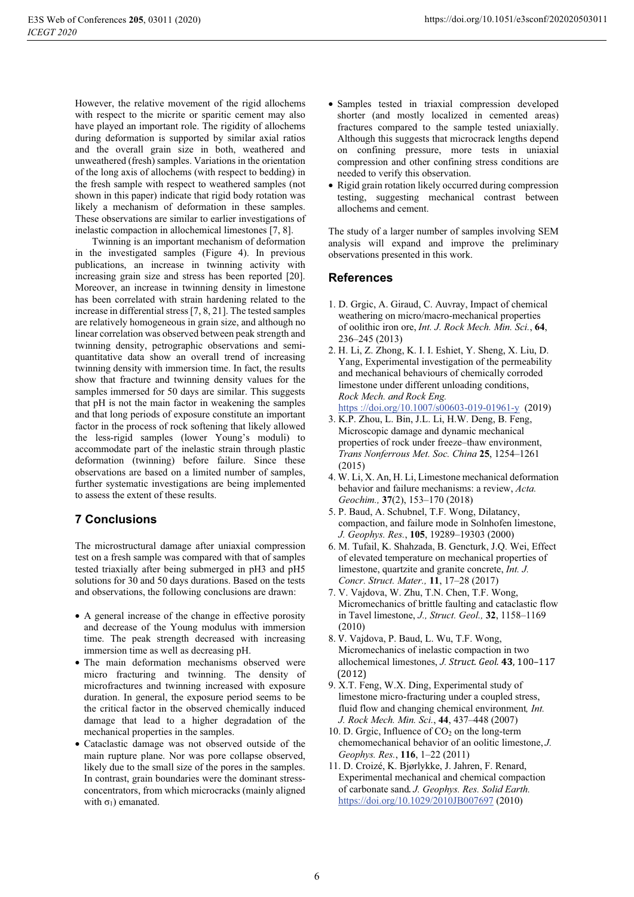However, the relative movement of the rigid allochems with respect to the micrite or sparitic cement may also have played an important role. The rigidity of allochems during deformation is supported by similar axial ratios and the overall grain size in both, weathered and unweathered (fresh) samples. Variations in the orientation of the long axis of allochems (with respect to bedding) in the fresh sample with respect to weathered samples (not shown in this paper) indicate that rigid body rotation was likely a mechanism of deformation in these samples. These observations are similar to earlier investigations of inelastic compaction in allochemical limestones [7, 8].

Twinning is an important mechanism of deformation in the investigated samples (Figure 4). In previous publications, an increase in twinning activity with increasing grain size and stress has been reported [20]. Moreover, an increase in twinning density in limestone has been correlated with strain hardening related to the increase in differential stress [7, 8, 21]. The tested samples are relatively homogeneous in grain size, and although no linear correlation was observed between peak strength and twinning density, petrographic observations and semi-quantitative data show an overall trend of increasing twinning density with immersion time. In fact, the results show that fracture and twinning density values for the samples immersed for 50 days are similar. This suggests that pH is not the main factor in weakening the samples and that long periods of exposure constitute an important factor in the process of rock softening that likely allowed the less-rigid samples (lower Young's moduli) to accommodate part of the inelastic strain through plastic deformation (twinning) before failure. Since these observations are based on a limited number of samples, further systematic investigations are being implemented to assess the extent of these results.

## 7 Conclusions

The microstructural damage after uniaxial compression test on a fresh sample was compared with that of samples tested triaxially after being submerged in pH3 and pH5 solutions for 30 and 50 days durations. Based on the tests and observations, the following conclusions are drawn:

- A general increase of the change in effective porosity and decrease of the Young modulus with immersion time. The peak strength decreased with increasing immersion time as well as decreasing pH.
- The main deformation mechanisms observed were micro fracturing and twinning. The density of microfractures and twinning increased with exposure duration. In general, the exposure period seems to be the critical factor in the observed chemically induced damage that lead to a higher degradation of the mechanical properties in the samples.
- Cataclastic damage was not observed outside of the main rupture plane. Nor was pore collapse observed, likely due to the small size of the pores in the samples. In contrast, grain boundaries were the dominant stress-concentrators, from which microcracks (mainly aligned with $\sigma_1$) emanated.
- Samples tested in triaxial compression developed shorter (and mostly localized in cemented areas) fractures compared to the sample tested uniaxially. Although this suggests that microcrack lengths depend on confining pressure, more tests in uniaxial compression and other confining stress conditions are needed to verify this observation.
- Rigid grain rotation likely occurred during compression testing, suggesting mechanical contrast between allochems and cement.

The study of a larger number of samples involving SEM analysis will expand and improve the preliminary observations presented in this work.

## References

1. D. Grgic, A. Giraud, C. Auvray, Impact of chemical weathering on micro/macro-mechanical properties of oolithic iron ore, *Int. J. Rock Mech. Min. Sci.*, **64**, 236–245 (2013)
2. H. Li, Z. Zhong, K. I. I. Eshiet, Y. Sheng, X. Liu, D. Yang, Experimental investigation of the permeability and mechanical behaviours of chemically corroded limestone under different unloading conditions, *Rock Mech. and Rock Eng.* https ://doi.org/10.1007/s00603-019-01961-y (2019)
3. K.P. Zhou, L. Bin, J.L. Li, H.W. Deng, B. Feng, Microscopic damage and dynamic mechanical properties of rock under freeze–thaw environment, *Trans Nonferrous Met. Soc. China* **25**, 1254–1261 (2015)
4. W. Li, X. An, H. Li, Limestone mechanical deformation behavior and failure mechanisms: a review, *Acta. Geochim.,* **37**(2), 153–170 (2018)
5. P. Baud, A. Schubnel, T.F. Wong, Dilatancy, compaction, and failure mode in Solnhofen limestone, *J. Geophys. Res.*, **105**, 19289–19303 (2000)
6. M. Tufail, K. Shahzada, B. Gencturk, J.Q. Wei, Effect of elevated temperature on mechanical properties of limestone, quartzite and granite concrete, *Int. J. Concr. Struct. Mater.,* **11**, 17–28 (2017)
7. V. Vajdova, W. Zhu, T.N. Chen, T.F. Wong, Micromechanics of brittle faulting and cataclastic flow in Tavel limestone, *J., Struct. Geol.,* **32**, 1158–1169 (2010)
8. V. Vajdova, P. Baud, L. Wu, T.F. Wong, Micromechanics of inelastic compaction in two allochemical limestones, *J. Struct. Geol.* **43**, 100-117 (2012)
9. X.T. Feng, W.X. Ding, Experimental study of limestone micro-fracturing under a coupled stress, fluid flow and changing chemical environment, *Int. J. Rock Mech. Min. Sci.*, **44**, 437–448 (2007)
10. D. Grgic, Influence of $CO_2$ on the long-term chemomechanical behavior of an oolitic limestone, *J. Geophys. Res.*, **116**, 1–22 (2011)
11. D. Croizé, K. Bjørlykke, J. Jahren, F. Renard, Experimental mechanical and chemical compaction of carbonate sand. *J. Geophys. Res. Solid Earth.* https://doi.org/10.1029/2010JB007697 (2010)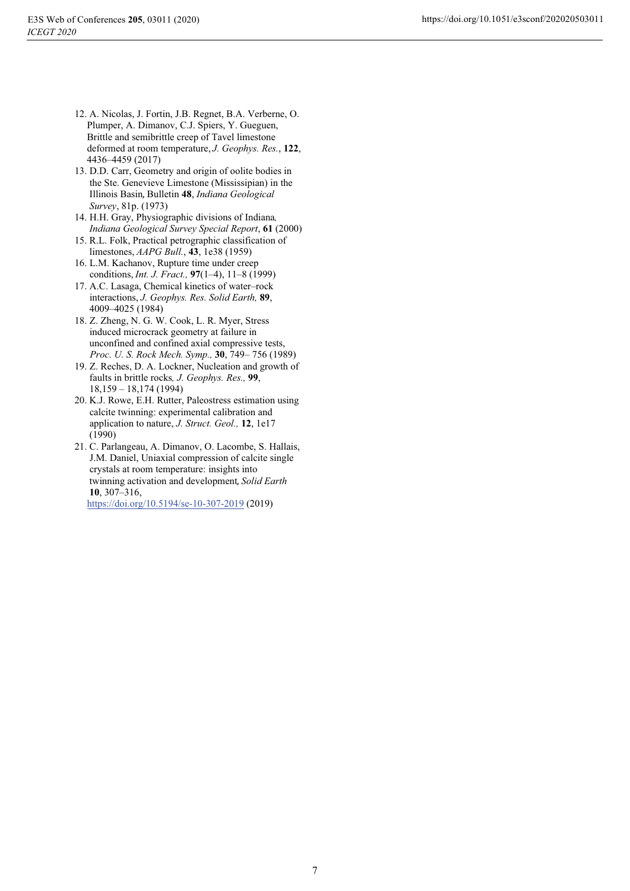12. A. Nicolas, J. Fortin, J.B. Regnet, B.A. Verberne, O. Plumper, A. Dimanov, C.J. Spiers, Y. Gueguen, Brittle and semibrittle creep of Tavel limestone deformed at room temperature, *J. Geophys. Res.*, **122**, 4436–4459 (2017)
13. D.D. Carr, Geometry and origin of oolite bodies in the Ste. Genevieve Limestone (Mississipian) in the Illinois Basin, Bulletin **48**, *Indiana Geological Survey*, 81p. (1973)
14. H.H. Gray, Physiographic divisions of Indiana, *Indiana Geological Survey Special Report*, **61** (2000)
15. R.L. Folk, Practical petrographic classification of limestones, *AAPG Bull.*, **43**, 1e38 (1959)
16. L.M. Kachanov, Rupture time under creep conditions, *Int. J. Fract.,* **97**(1–4), 11–8 (1999)
17. A.C. Lasaga, Chemical kinetics of water–rock interactions, *J. Geophys. Res. Solid Earth,* **89**, 4009–4025 (1984)
18. Z. Zheng, N. G. W. Cook, L. R. Myer, Stress induced microcrack geometry at failure in unconfined and confined axial compressive tests, *Proc. U. S. Rock Mech. Symp.,* **30**, 749– 756 (1989)
19. Z. Reches, D. A. Lockner, Nucleation and growth of faults in brittle rocks*, J. Geophys. Res.,* **99**, 18,159 – 18,174 (1994)
20. K.J. Rowe, E.H. Rutter, Paleostress estimation using calcite twinning: experimental calibration and application to nature, *J. Struct. Geol.,* **12**, 1e17 (1990)
21. C. Parlangeau, A. Dimanov, O. Lacombe, S. Hallais, J.M. Daniel, Uniaxial compression of calcite single crystals at room temperature: insights into twinning activation and development*, Solid Earth* **10**, 307–316, https://doi.org/10.5194/se-10-307-2019 (2019)